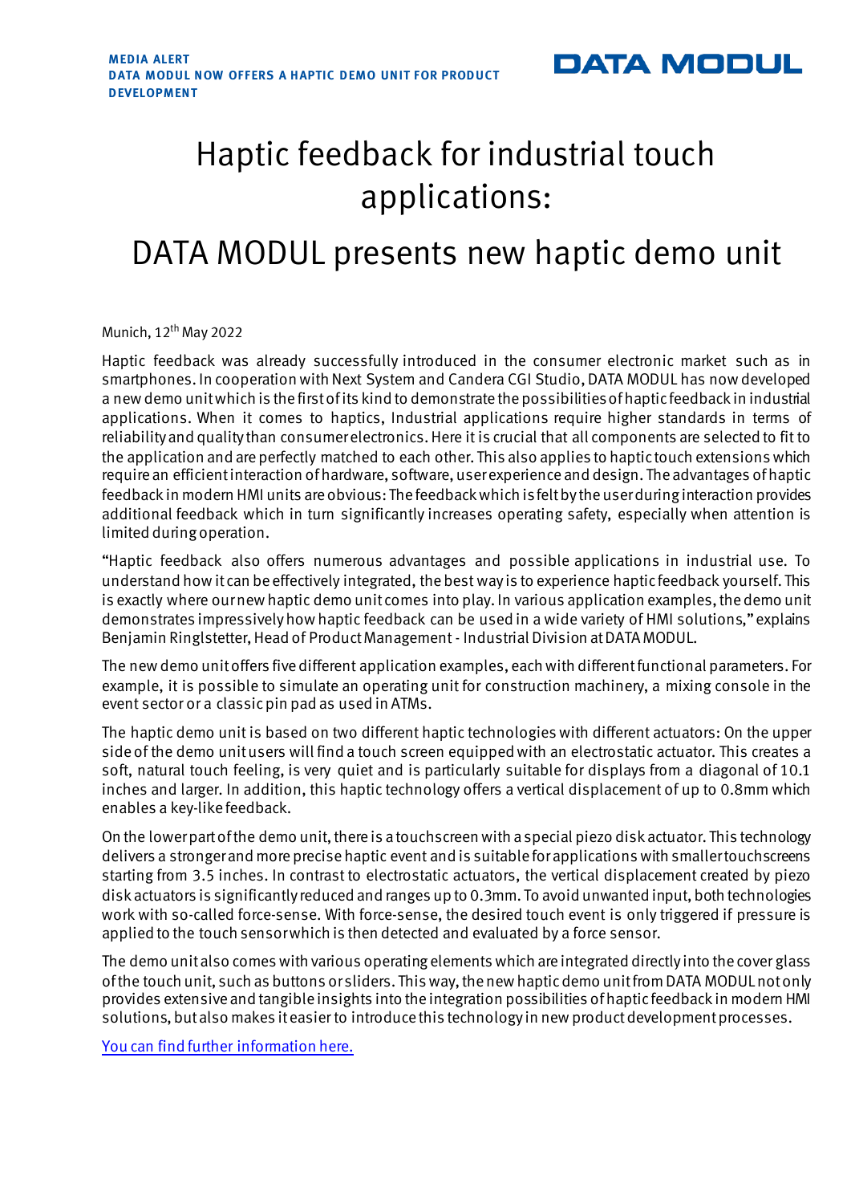**MEDIA ALERT**
**DATA MODUL NOW OFFERS A HAPTIC DEMO UNIT FOR PRODUCT DEVELOPMENT**

DATA MODUL

# Haptic feedback for industrial touch applications:

# DATA MODUL presents new haptic demo unit

Munich, 12th May 2022

Haptic feedback was already successfully introduced in the consumer electronic market such as in smartphones. In cooperation with Next System and Candera CGI Studio, DATA MODUL has now developed a new demo unit which is the first of its kind to demonstrate the possibilities of haptic feedback in industrial applications. When it comes to haptics, Industrial applications require higher standards in terms of reliability and quality than consumer electronics. Here it is crucial that all components are selected to fit to the application and are perfectly matched to each other. This also applies to haptic touch extensions which require an efficient interaction of hardware, software, user experience and design. The advantages of haptic feedback in modern HMI units are obvious: The feedback which is felt by the user during interaction provides additional feedback which in turn significantly increases operating safety, especially when attention is limited during operation.

"Haptic feedback also offers numerous advantages and possible applications in industrial use. To understand how it can be effectively integrated, the best way is to experience haptic feedback yourself. This is exactly where our new haptic demo unit comes into play. In various application examples, the demo unit demonstrates impressively how haptic feedback can be used in a wide variety of HMI solutions," explains Benjamin Ringlstetter, Head of Product Management - Industrial Division at DATA MODUL.

The new demo unit offers five different application examples, each with different functional parameters. For example, it is possible to simulate an operating unit for construction machinery, a mixing console in the event sector or a classic pin pad as used in ATMs.

The haptic demo unit is based on two different haptic technologies with different actuators: On the upper side of the demo unit users will find a touch screen equipped with an electrostatic actuator. This creates a soft, natural touch feeling, is very quiet and is particularly suitable for displays from a diagonal of 10.1 inches and larger. In addition, this haptic technology offers a vertical displacement of up to 0.8mm which enables a key-like feedback.

On the lower part of the demo unit, there is a touchscreen with a special piezo disk actuator. This technology delivers a stronger and more precise haptic event and is suitable for applications with smaller touchscreens starting from 3.5 inches. In contrast to electrostatic actuators, the vertical displacement created by piezo disk actuators is significantly reduced and ranges up to 0.3mm. To avoid unwanted input, both technologies work with so-called force-sense. With force-sense, the desired touch event is only triggered if pressure is applied to the touch sensor which is then detected and evaluated by a force sensor.

The demo unit also comes with various operating elements which are integrated directly into the cover glass of the touch unit, such as buttons or sliders. This way, the new haptic demo unit from DATA MODUL not only provides extensive and tangible insights into the integration possibilities of haptic feedback in modern HMI solutions, but also makes it easier to introduce this technology in new product development processes.

You can find further information here.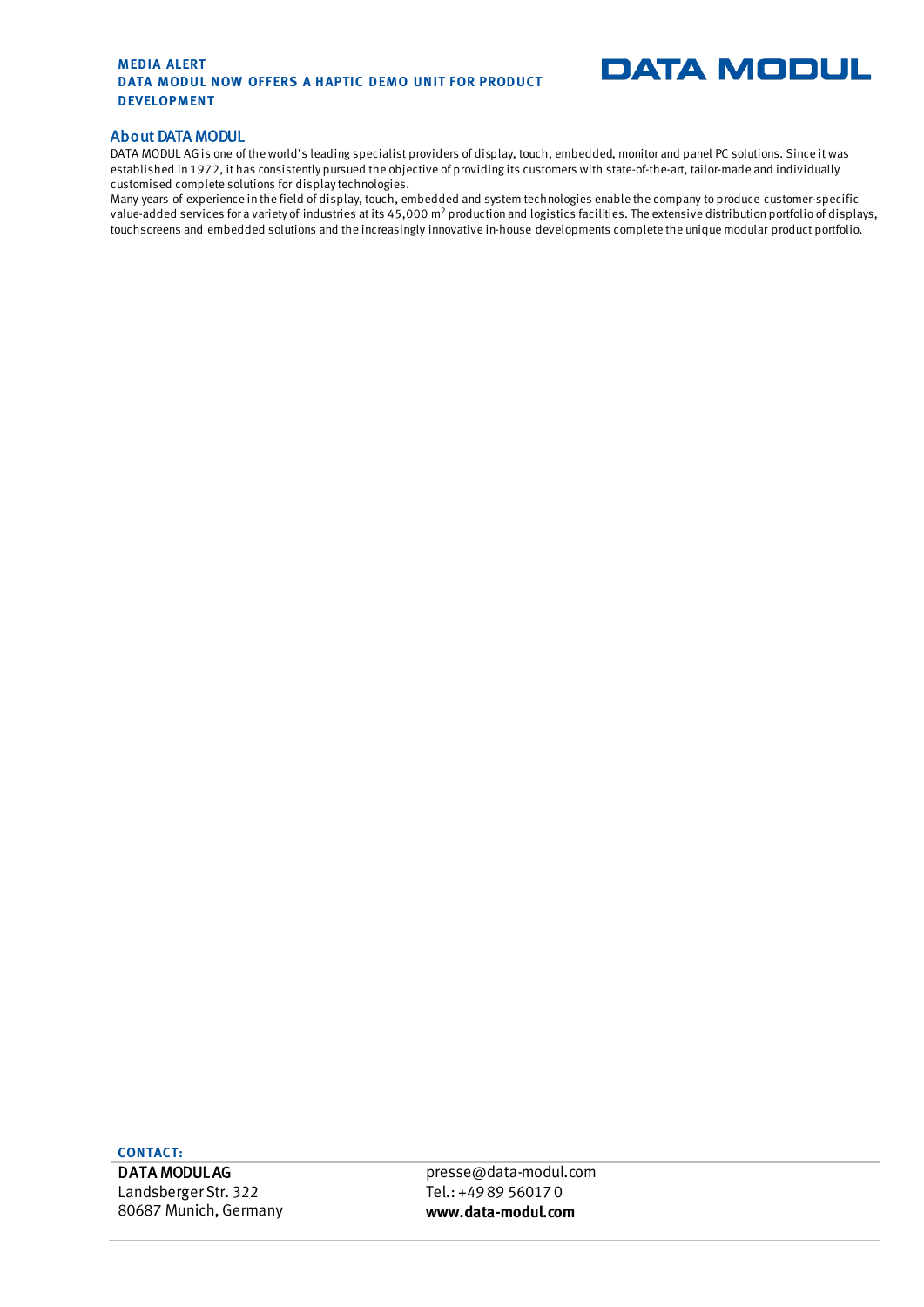## About DATA MODUL

DATA MODUL AG is one of the world's leading specialist providers of display, touch, embedded, monitor and panel PC solutions. Since it was established in 1972, it has consistently pursued the objective of providing its customers with state-of-the-art, tailor-made and individually customised complete solutions for display technologies.
Many years of experience in the field of display, touch, embedded and system technologies enable the company to produce customer-specific value-added services for a variety of industries at its 45,000 m² production and logistics facilities. The extensive distribution portfolio of displays, touchscreens and embedded solutions and the increasingly innovative in-house developments complete the unique modular product portfolio.

**CONTACT:**

DATA MODUL AG
Landsberger Str. 322
80687 Munich, Germany

presse@data-modul.com
Tel.: +49 89 56017 0
**www.data-modul.com**